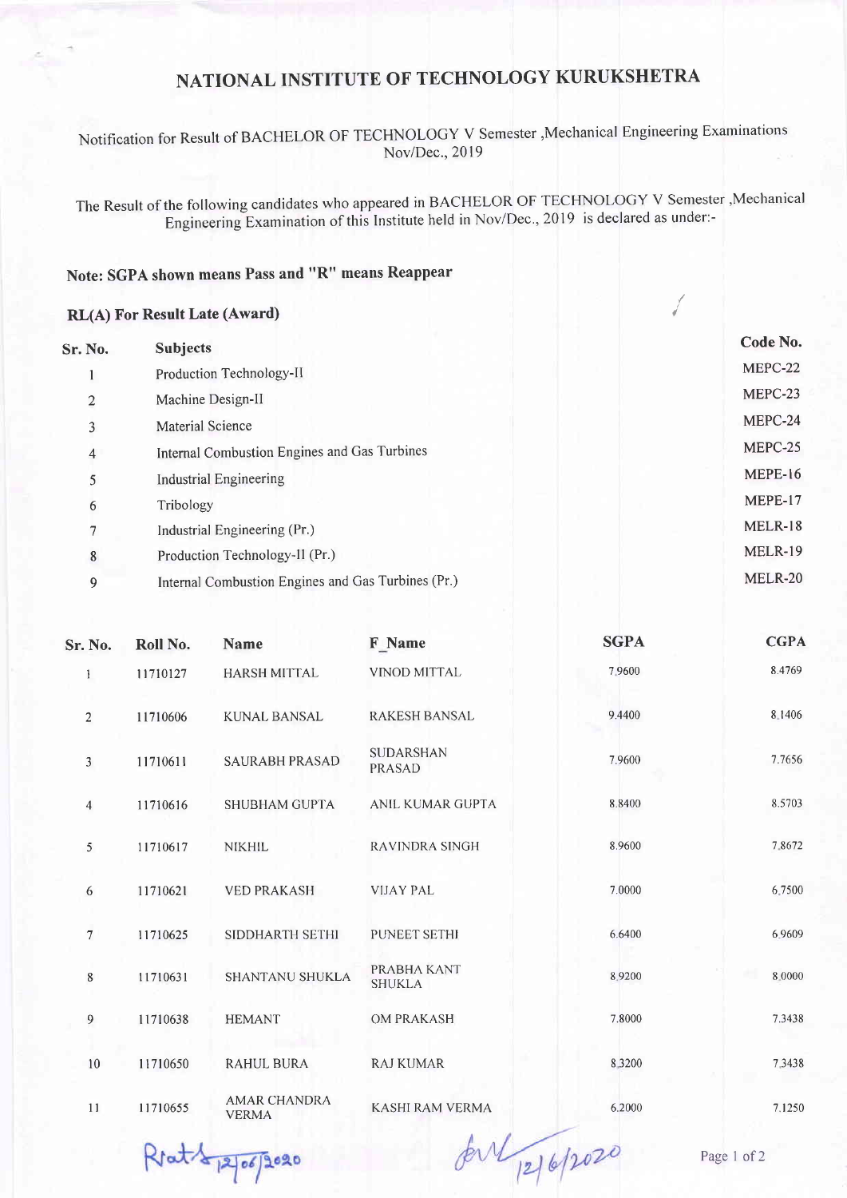# NATIONAL INSTITUTE OF TECHNOLOGY KURUKSHETRA

Notification for Result of BACHELOR OF TECHNOLOGY V Semester ,Mechanical Engineering Examinations Nov/Dec., 2019

The Result of the following candidates who appeared in BACHELOR OF TECHNOLOGY V Semester ,Mechanical Engineering Examination of this Institute held in Nov/Dec., 2019 is declared as under:-

**Note: SGPA shown means Pass and "R" means Reappear**

**RL(A) For Result Late (Award)**

| Sr. No. | Subjects | Code No. |
|---|---|---|
| 1 | Production Technology-II | MEPC-22 |
| 2 | Machine Design-II | MEPC-23 |
| 3 | Material Science | MEPC-24 |
| 4 | Internal Combustion Engines and Gas Turbines | MEPC-25 |
| 5 | Industrial Engineering | MEPE-16 |
| 6 | Tribology | MEPE-17 |
| 7 | Industrial Engineering (Pr.) | MELR-18 |
| 8 | Production Technology-II (Pr.) | MELR-19 |
| 9 | Internal Combustion Engines and Gas Turbines (Pr.) | MELR-20 |

| Sr. No. | Roll No. | Name | F_Name | SGPA | CGPA |
|---|---|---|---|---|---|
| 1 | 11710127 | HARSH MITTAL | VINOD MITTAL | 7.9600 | 8.4769 |
| 2 | 11710606 | KUNAL BANSAL | RAKESH BANSAL | 9.4400 | 8.1406 |
| 3 | 11710611 | SAURABH PRASAD | SUDARSHAN PRASAD | 7.9600 | 7.7656 |
| 4 | 11710616 | SHUBHAM GUPTA | ANIL KUMAR GUPTA | 8.8400 | 8.5703 |
| 5 | 11710617 | NIKHIL | RAVINDRA SINGH | 8.9600 | 7.8672 |
| 6 | 11710621 | VED PRAKASH | VIJAY PAL | 7.0000 | 6.7500 |
| 7 | 11710625 | SIDDHARTH SETHI | PUNEET SETHI | 6.6400 | 6.9609 |
| 8 | 11710631 | SHANTANU SHUKLA | PRABHA KANT SHUKLA | 8.9200 | 8.0000 |
| 9 | 11710638 | HEMANT | OM PRAKASH | 7.8000 | 7.3438 |
| 10 | 11710650 | RAHUL BURA | RAJ KUMAR | 8.3200 | 7.3438 |
| 11 | 11710655 | AMAR CHANDRA VERMA | KASHI RAM VERMA | 6.2000 | 7.1250 |

12/06/2020　　12/6/2020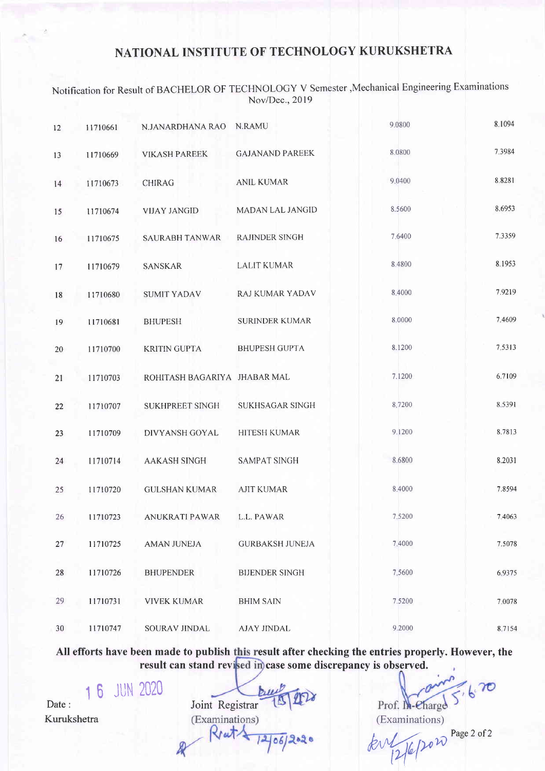# NATIONAL INSTITUTE OF TECHNOLOGY KURUKSHETRA

Notification for Result of BACHELOR OF TECHNOLOGY V Semester ,Mechanical Engineering Examinations Nov/Dec., 2019

| | | | | | |
|---|---|---|---|---|---|
| 12 | 11710661 | N.JANARDHANA RAO | N.RAMU | 9.0800 | 8.1094 |
| 13 | 11710669 | VIKASH PAREEK | GAJANAND PAREEK | 8.0800 | 7.3984 |
| 14 | 11710673 | CHIRAG | ANIL KUMAR | 9.0400 | 8.8281 |
| 15 | 11710674 | VIJAY JANGID | MADAN LAL JANGID | 8.5600 | 8.6953 |
| 16 | 11710675 | SAURABH TANWAR | RAJINDER SINGH | 7.6400 | 7.3359 |
| 17 | 11710679 | SANSKAR | LALIT KUMAR | 8.4800 | 8.1953 |
| 18 | 11710680 | SUMIT YADAV | RAJ KUMAR YADAV | 8.4000 | 7.9219 |
| 19 | 11710681 | BHUPESH | SURINDER KUMAR | 8.0000 | 7.4609 |
| 20 | 11710700 | KRITIN GUPTA | BHUPESH GUPTA | 8.1200 | 7.5313 |
| 21 | 11710703 | ROHITASH BAGARIYA | JHABAR MAL | 7.1200 | 6.7109 |
| 22 | 11710707 | SUKHPREET SINGH | SUKHSAGAR SINGH | 8.7200 | 8.5391 |
| 23 | 11710709 | DIVYANSH GOYAL | HITESH KUMAR | 9.1200 | 8.7813 |
| 24 | 11710714 | AAKASH SINGH | SAMPAT SINGH | 8.6800 | 8.2031 |
| 25 | 11710720 | GULSHAN KUMAR | AJIT KUMAR | 8.4000 | 7.8594 |
| 26 | 11710723 | ANUKRATI PAWAR | L.L. PAWAR | 7.5200 | 7.4063 |
| 27 | 11710725 | AMAN JUNEJA | GURBAKSH JUNEJA | 7.4000 | 7.5078 |
| 28 | 11710726 | BHUPENDER | BIJENDER SINGH | 7.5600 | 6.9375 |
| 29 | 11710731 | VIVEK KUMAR | BHIM SAIN | 7.5200 | 7.0078 |
| 30 | 11710747 | SOURAV JINDAL | AJAY JINDAL | 9.2000 | 8.7154 |

**All efforts have been made to publish this result after checking the entries properly. However, the result can stand revised in case some discrepancy is observed.**

Date : 16 JUN 2020

Kurukshetra

Joint Registrar (Examinations)

Prof. In-Charge (Examinations)